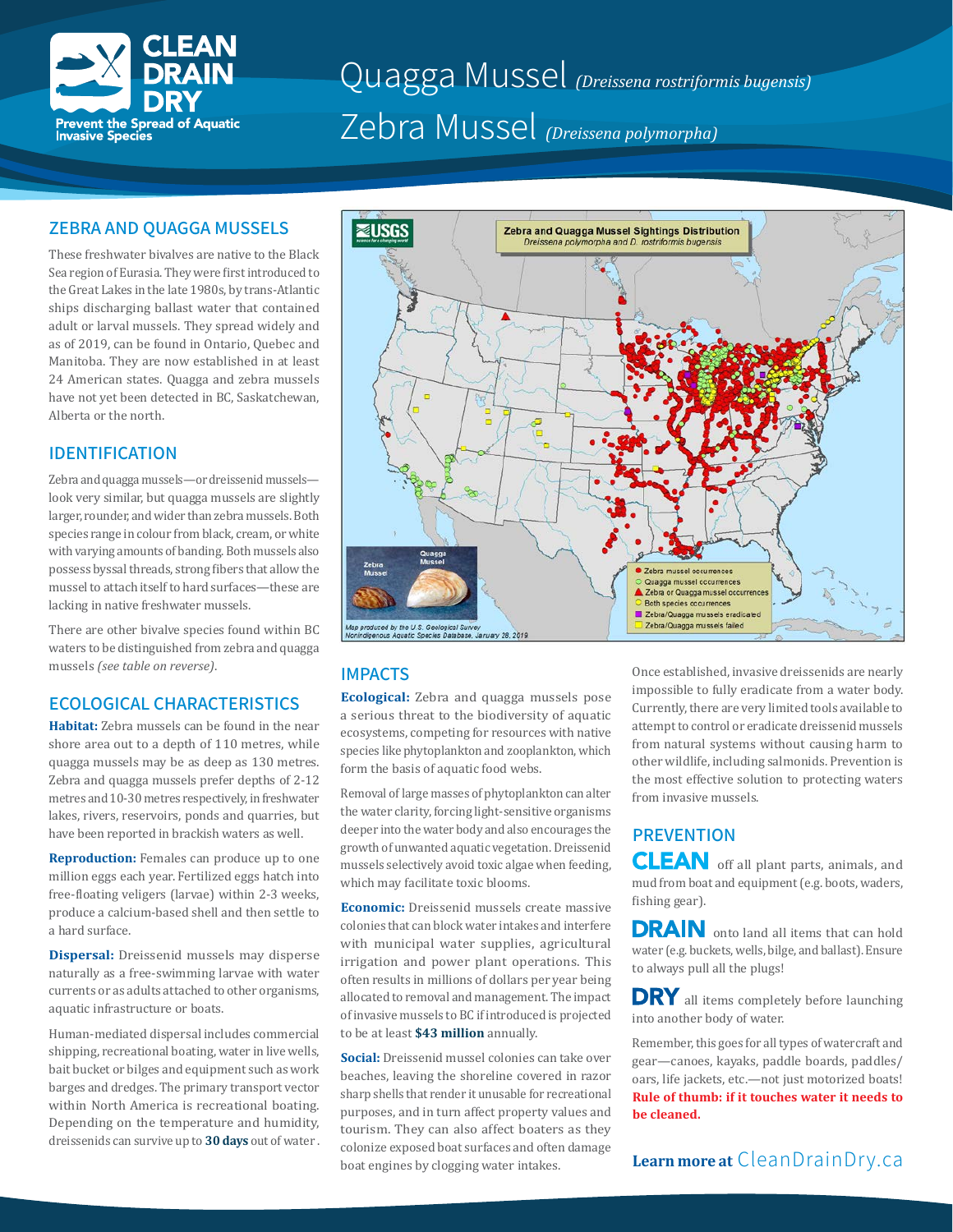# Quagga Mussel *(Dreissena rostriformis bugensis)*

# Zebra Mussel *(Dreissena polymorpha)*

CLEAN DRAIN DRY
Prevent the Spread of Aquatic Invasive Species

## ZEBRA AND QUAGGA MUSSELS

These freshwater bivalves are native to the Black Sea region of Eurasia. They were first introduced to the Great Lakes in the late 1980s, by trans-Atlantic ships discharging ballast water that contained adult or larval mussels. They spread widely and as of 2019, can be found in Ontario, Quebec and Manitoba. They are now established in at least 24 American states. Quagga and zebra mussels have not yet been detected in BC, Saskatchewan, Alberta or the north.

## IDENTIFICATION

Zebra and quagga mussels—or dreissenid mussels—look very similar, but quagga mussels are slightly larger, rounder, and wider than zebra mussels. Both species range in colour from black, cream, or white with varying amounts of banding. Both mussels also possess byssal threads, strong fibers that allow the mussel to attach itself to hard surfaces—these are lacking in native freshwater mussels.

There are other bivalve species found within BC waters to be distinguished from zebra and quagga mussels *(see table on reverse)*.

## ECOLOGICAL CHARACTERISTICS

**Habitat:** Zebra mussels can be found in the near shore area out to a depth of 110 metres, while quagga mussels may be as deep as 130 metres. Zebra and quagga mussels prefer depths of 2-12 metres and 10-30 metres respectively, in freshwater lakes, rivers, reservoirs, ponds and quarries, but have been reported in brackish waters as well.

**Reproduction:** Females can produce up to one million eggs each year. Fertilized eggs hatch into free-floating veligers (larvae) within 2-3 weeks, produce a calcium-based shell and then settle to a hard surface.

**Dispersal:** Dreissenid mussels may disperse naturally as a free-swimming larvae with water currents or as adults attached to other organisms, aquatic infrastructure or boats.

Human-mediated dispersal includes commercial shipping, recreational boating, water in live wells, bait bucket or bilges and equipment such as work barges and dredges. The primary transport vector within North America is recreational boating. Depending on the temperature and humidity, dreissenids can survive up to **30 days** out of water .

Zebra and Quagga Mussel Sightings Distribution
*Dreissena polymorpha and D. rostriformis bugensis*

Zebra mussel occurrences; Quagga mussel occurrences; Zebra or Quagga mussel occurrences; Both species occurrences; Zebra/Quagga mussels eradicated; Zebra/Quagga mussels failed

*Map produced by the U.S. Geological Survey Nonindigenous Aquatic Species Database, January 28, 2019*

## IMPACTS

**Ecological:** Zebra and quagga mussels pose a serious threat to the biodiversity of aquatic ecosystems, competing for resources with native species like phytoplankton and zooplankton, which form the basis of aquatic food webs.

Removal of large masses of phytoplankton can alter the water clarity, forcing light-sensitive organisms deeper into the water body and also encourages the growth of unwanted aquatic vegetation. Dreissenid mussels selectively avoid toxic algae when feeding, which may facilitate toxic blooms.

**Economic:** Dreissenid mussels create massive colonies that can block water intakes and interfere with municipal water supplies, agricultural irrigation and power plant operations. This often results in millions of dollars per year being allocated to removal and management. The impact of invasive mussels to BC if introduced is projected to be at least **$43 million** annually.

**Social:** Dreissenid mussel colonies can take over beaches, leaving the shoreline covered in razor sharp shells that render it unusable for recreational purposes, and in turn affect property values and tourism. They can also affect boaters as they colonize exposed boat surfaces and often damage boat engines by clogging water intakes.

Once established, invasive dreissenids are nearly impossible to fully eradicate from a water body. Currently, there are very limited tools available to attempt to control or eradicate dreissenid mussels from natural systems without causing harm to other wildlife, including salmonids. Prevention is the most effective solution to protecting waters from invasive mussels.

## PREVENTION

**CLEAN** off all plant parts, animals, and mud from boat and equipment (e.g. boots, waders, fishing gear).

**DRAIN** onto land all items that can hold water (e.g. buckets, wells, bilge, and ballast). Ensure to always pull all the plugs!

**DRY** all items completely before launching into another body of water.

Remember, this goes for all types of watercraft and gear—canoes, kayaks, paddle boards, paddles/oars, life jackets, etc.—not just motorized boats! **Rule of thumb: if it touches water it needs to be cleaned.**

**Learn more at** CleanDrainDry.ca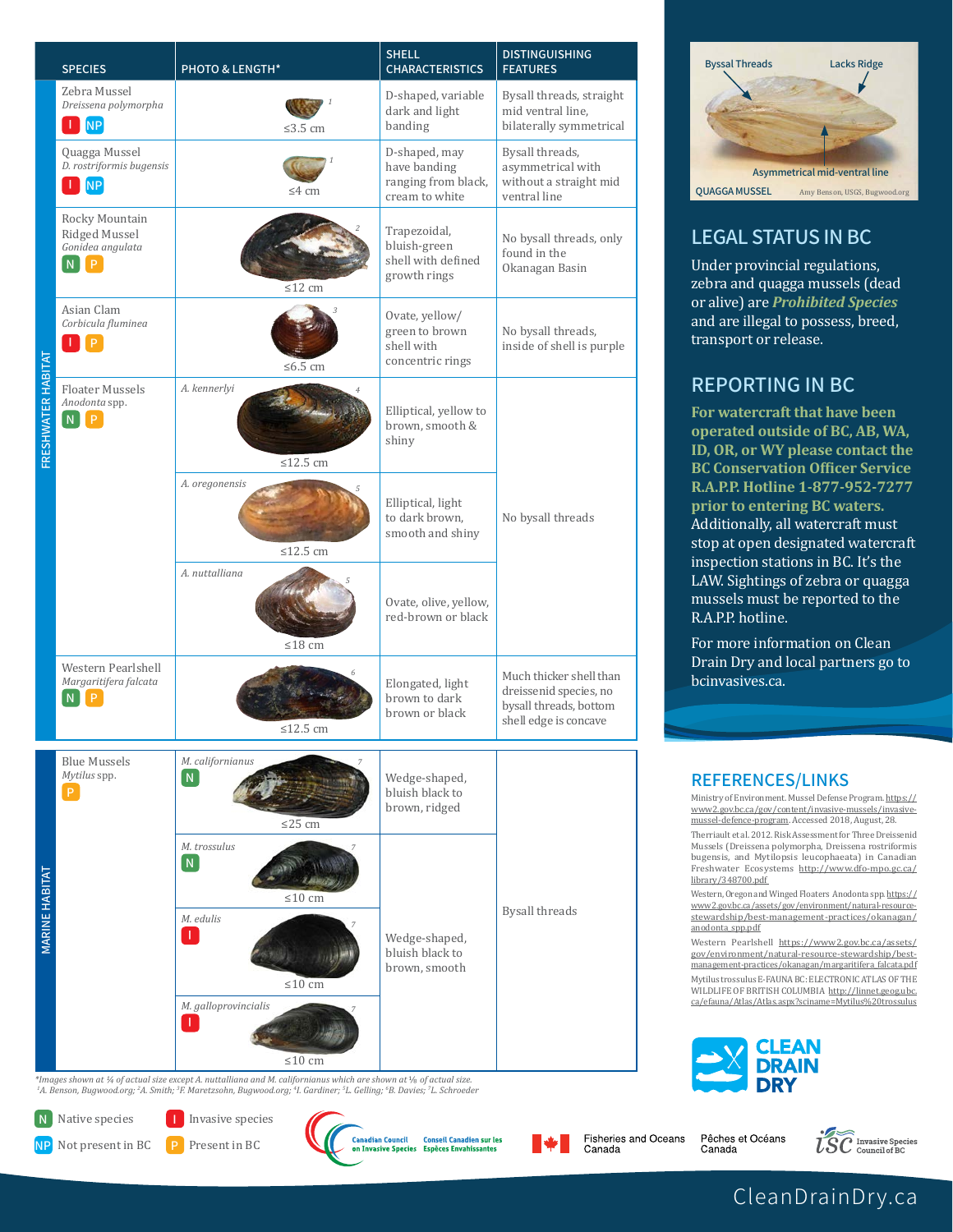| SPECIES | PHOTO & LENGTH* | SHELL CHARACTERISTICS | DISTINGUISHING FEATURES |
|---|---|---|---|
| **FRESHWATER HABITAT** | | | |
| Zebra Mussel *Dreissena polymorpha* I NP | ≤3.5 cm [1] | D-shaped, variable dark and light banding | Byssal threads, straight mid ventral line, bilaterally symmetrical |
| Quagga Mussel *D. rostriformis bugensis* I NP | ≤4 cm [1] | D-shaped, may have banding ranging from black, cream to white | Byssal threads, asymmetrical with without a straight mid ventral line |
| Rocky Mountain Ridged Mussel *Gonidea angulata* N P | ≤12 cm [2] | Trapezoidal, bluish-green shell with defined growth rings | No bysall threads, only found in the Okanagan Basin |
| Asian Clam *Corbicula fluminea* I P | ≤6.5 cm [3] | Ovate, yellow/ green to brown shell with concentric rings | No bysall threads, inside of shell is purple |
| Floater Mussels *Anodonta* spp. N P | *A. kennerlyi* ≤12.5 cm [4] | Elliptical, yellow to brown, smooth & shiny | No bysall threads |
| | *A. oregonensis* ≤12.5 cm [5] | Elliptical, light to dark brown, smooth and shiny | |
| | *A. nuttalliana* ≤18 cm [5] | Ovate, olive, yellow, red-brown or black | |
| Western Pearlshell *Margaritifera falcata* N P | ≤12.5 cm [6] | Elongated, light brown to dark brown or black | Much thicker shell than dreissenid species, no bysall threads, bottom shell edge is concave |
| **MARINE HABITAT** | | | |
| Blue Mussels *Mytilus* spp. P | *M. californianus* N ≤25 cm [7] | Wedge-shaped, bluish black to brown, ridged | Bysall threads |
| | *M. trossulus* N ≤10 cm [7] | Wedge-shaped, bluish black to brown, smooth | |
| | *M. edulis* I ≤10 cm [7] | | |
| | *M. galloprovincialis* I ≤10 cm [7] | | |

*Images shown at ¼ of actual size except *A. nuttalliana* and *M. californianus* which are shown at ⅛ of actual size.
[1]A. Benson, Bugwood.org; [2]A. Smith; [3]F. Maretzsohn, Bugwood.org; [4]I. Gardiner; [5]L. Gelling; [6]B. Davies; [7]L. Schroeder

N Native species I Invasive species
NP Not present in BC P Present in BC

Byssal Threads Lacks Ridge
Asymmetrical mid-ventral line
QUAGGA MUSSEL Amy Benson, USGS, Bugwood.org

## LEGAL STATUS IN BC

Under provincial regulations, zebra and quagga mussels (dead or alive) are ***Prohibited Species*** and are illegal to possess, breed, transport or release.

## REPORTING IN BC

**For watercraft that have been operated outside of BC, AB, WA, ID, OR, or WY please contact the BC Conservation Officer Service R.A.P.P. Hotline 1-877-952-7277 prior to entering BC waters.** Additionally, all watercraft must stop at open designated watercraft inspection stations in BC. It's the LAW. Sightings of zebra or quagga mussels must be reported to the R.A.P.P. hotline.

For more information on Clean Drain Dry and local partners go to bcinvasives.ca.

## REFERENCES/LINKS

Ministry of Environment. Mussel Defense Program. https://www2.gov.bc.ca/gov/content/invasive-mussels/invasive-mussel-defence-program. Accessed 2018, August, 28.

Therriault et al. 2012. Risk Assessment for Three Dreissenid Mussels (Dreissena polymorpha, Dreissena rostriformis bugensis, and Mytilopsis leucophaeata) in Canadian Freshwater Ecosystems http://www.dfo-mpo.gc.ca/library/348700.pdf

Western, Oregon and Winged Floaters Anodonta spp. https://www2.gov.bc.ca/assets/gov/environment/natural-resource-stewardship/best-management-practices/okanagan/anodonta_spp.pdf

Western Pearlshell https://www2.gov.bc.ca/assets/gov/environment/natural-resource-stewardship/best-management-practices/okanagan/margaritifera_falcata.pdf

Mytilus trossulus E-FAUNA BC: ELECTRONIC ATLAS OF THE WILDLIFE OF BRITISH COLUMBIA http://linnet.geog.ubc.ca/efauna/Atlas/Atlas.aspx?sciname=Mytilus%20trossulus

CLEAN DRAIN DRY

Canadian Council on Invasive Species | Conseil Canadien sur les Espèces Envahissantes

Fisheries and Oceans Canada | Pêches et Océans Canada

ISC Invasive Species Council of BC

CleanDrainDry.ca